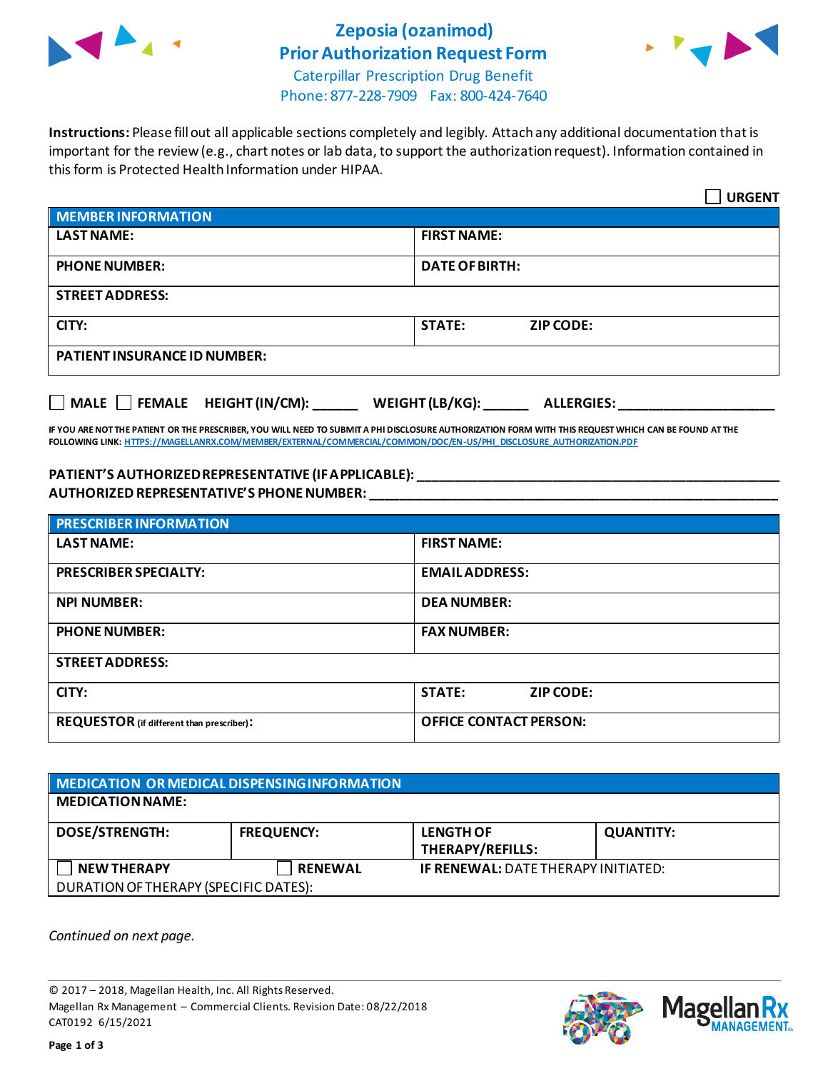# Zeposia (ozanimod) Prior Authorization Request Form

Caterpillar Prescription Drug Benefit

Phone: 877-228-7909 Fax: 800-424-7640

**Instructions:** Please fill out all applicable sections completely and legibly. Attach any additional documentation that is important for the review (e.g., chart notes or lab data, to support the authorization request). Information contained in this form is Protected Health Information under HIPAA.

☐ **URGENT**

| MEMBER INFORMATION | |
|---|---|
| **LAST NAME:** | **FIRST NAME:** |
| **PHONE NUMBER:** | **DATE OF BIRTH:** |
| **STREET ADDRESS:** | |
| **CITY:** | **STATE:** **ZIP CODE:** |
| **PATIENT INSURANCE ID NUMBER:** | |

☐ **MALE** ☐ **FEMALE** **HEIGHT (IN/CM):** ______ **WEIGHT (LB/KG):** ______ **ALLERGIES:** ____________________

**IF YOU ARE NOT THE PATIENT OR THE PRESCRIBER, YOU WILL NEED TO SUBMIT A PHI DISCLOSURE AUTHORIZATION FORM WITH THIS REQUEST WHICH CAN BE FOUND AT THE FOLLOWING LINK: HTTPS://MAGELLANRX.COM/MEMBER/EXTERNAL/COMMERCIAL/COMMON/DOC/EN-US/PHI_DISCLOSURE_AUTHORIZATION.PDF**

**PATIENT'S AUTHORIZED REPRESENTATIVE (IF APPLICABLE):** ____________________________________________

**AUTHORIZED REPRESENTATIVE'S PHONE NUMBER:** ____________________________________________

| PRESCRIBER INFORMATION | |
|---|---|
| **LAST NAME:** | **FIRST NAME:** |
| **PRESCRIBER SPECIALTY:** | **EMAIL ADDRESS:** |
| **NPI NUMBER:** | **DEA NUMBER:** |
| **PHONE NUMBER:** | **FAX NUMBER:** |
| **STREET ADDRESS:** | |
| **CITY:** | **STATE:** **ZIP CODE:** |
| **REQUESTOR** (if different than prescriber)**:** | **OFFICE CONTACT PERSON:** |

| MEDICATION OR MEDICAL DISPENSING INFORMATION | | | |
|---|---|---|---|
| **MEDICATION NAME:** | | | |
| **DOSE/STRENGTH:** | **FREQUENCY:** | **LENGTH OF THERAPY/REFILLS:** | **QUANTITY:** |
| ☐ **NEW THERAPY** | ☐ **RENEWAL** | **IF RENEWAL:** DATE THERAPY INITIATED: | |
| DURATION OF THERAPY (SPECIFIC DATES): | | | |

*Continued on next page.*

© 2017 – 2018, Magellan Health, Inc. All Rights Reserved.
Magellan Rx Management – Commercial Clients. Revision Date: 08/22/2018
CAT0192 6/15/2021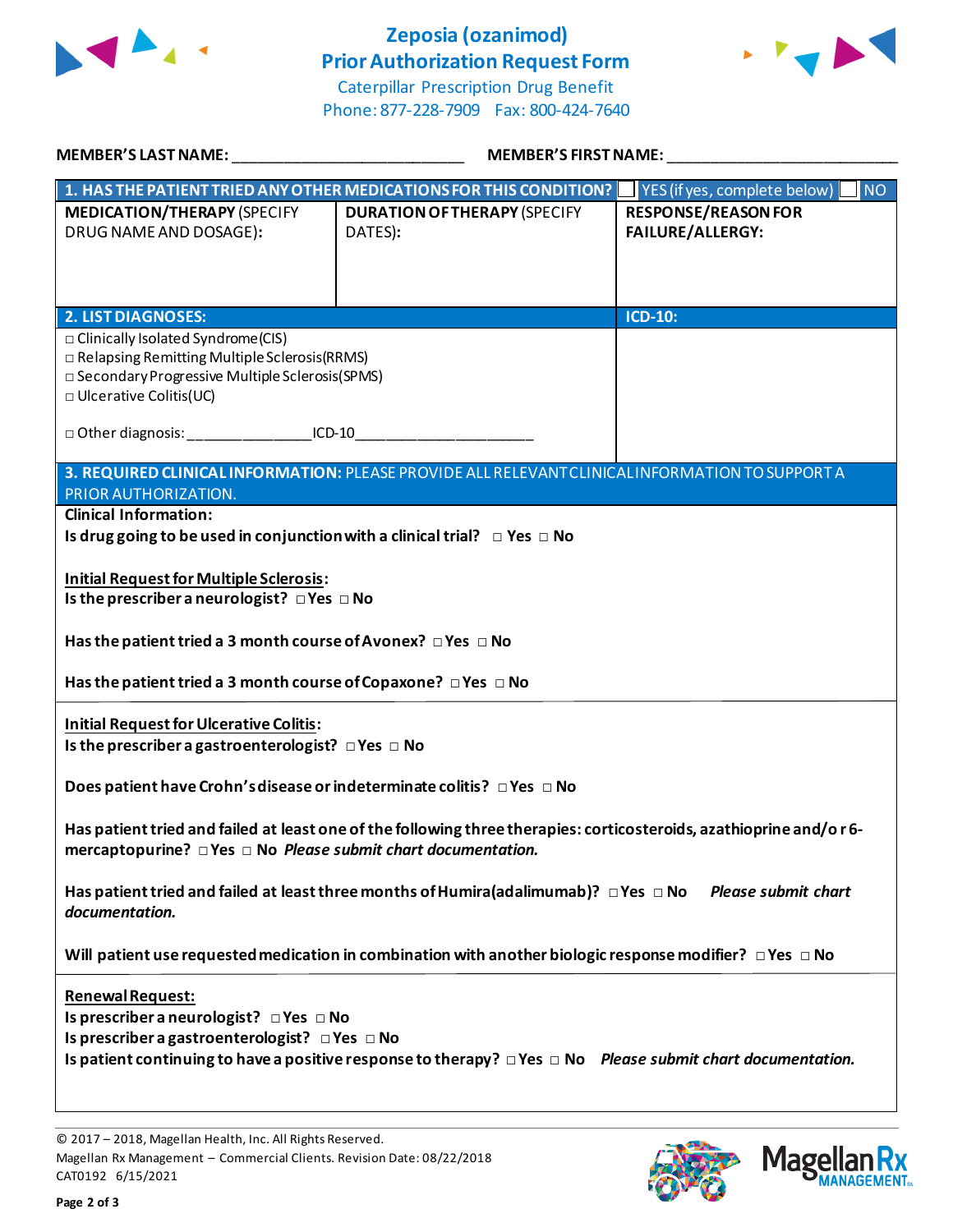# Zeposia (ozanimod)
## Prior Authorization Request Form

Caterpillar Prescription Drug Benefit
Phone: 877-228-7909 Fax: 800-424-7640

**MEMBER'S LAST NAME:** ___________________________ **MEMBER'S FIRST NAME:** ___________________________

| **1. HAS THE PATIENT TRIED ANY OTHER MEDICATIONS FOR THIS CONDITION?** | ☐ YES (if yes, complete below) | ☐ NO |
|---|---|---|
| **MEDICATION/THERAPY** (SPECIFY DRUG NAME AND DOSAGE): | **DURATION OF THERAPY** (SPECIFY DATES): | **RESPONSE/REASON FOR FAILURE/ALLERGY:** |
| | | |

| **2. LIST DIAGNOSES:** | **ICD-10:** |
|---|---|
| □ Clinically Isolated Syndrome (CIS)<br>□ Relapsing Remitting Multiple Sclerosis (RRMS)<br>□ Secondary Progressive Multiple Sclerosis (SPMS)<br>□ Ulcerative Colitis (UC)<br><br>□ Other diagnosis: _______________ ICD-10 ______________________ | |

**3. REQUIRED CLINICAL INFORMATION:** PLEASE PROVIDE ALL RELEVANT CLINICAL INFORMATION TO SUPPORT A PRIOR AUTHORIZATION.

**Clinical Information:**

**Is drug going to be used in conjunction with a clinical trial?** □ **Yes** □ **No**

**Initial Request for Multiple Sclerosis:**

**Is the prescriber a neurologist?** □ **Yes** □ **No**

**Has the patient tried a 3 month course of Avonex?** □ **Yes** □ **No**

**Has the patient tried a 3 month course of Copaxone?** □ **Yes** □ **No**

**Initial Request for Ulcerative Colitis:**

**Is the prescriber a gastroenterologist?** □ **Yes** □ **No**

**Does patient have Crohn's disease or indeterminate colitis?** □ **Yes** □ **No**

**Has patient tried and failed at least one of the following three therapies: corticosteroids, azathioprine and/or 6-mercaptopurine?** □ **Yes** □ **No** ***Please submit chart documentation.***

**Has patient tried and failed at least three months of Humira (adalimumab)?** □ **Yes** □ **No** ***Please submit chart documentation.***

**Will patient use requested medication in combination with another biologic response modifier?** □ **Yes** □ **No**

**Renewal Request:**

**Is prescriber a neurologist?** □ **Yes** □ **No**

**Is prescriber a gastroenterologist?** □ **Yes** □ **No**

**Is patient continuing to have a positive response to therapy?** □ **Yes** □ **No** ***Please submit chart documentation.***

© 2017 – 2018, Magellan Health, Inc. All Rights Reserved.
Magellan Rx Management – Commercial Clients. Revision Date: 08/22/2018
CAT0192 6/15/2021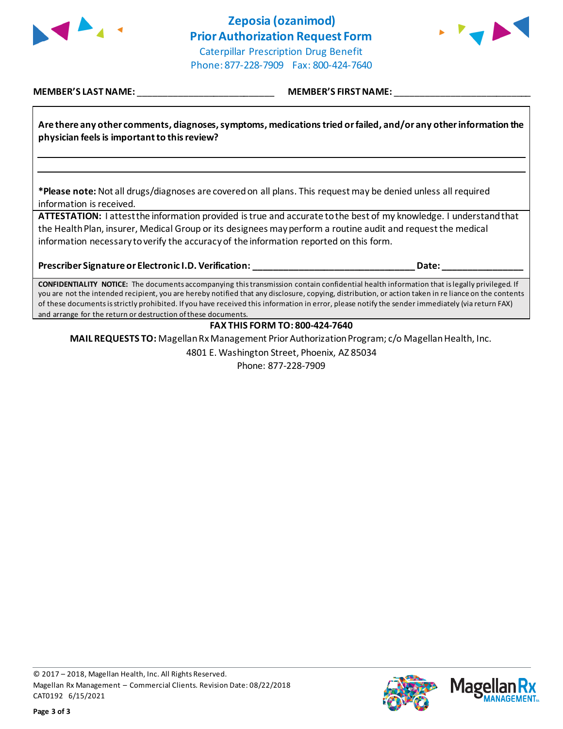# Zeposia (ozanimod)
## Prior Authorization Request Form

Caterpillar Prescription Drug Benefit
Phone: 877-228-7909 Fax: 800-424-7640

**MEMBER'S LAST NAME:** ___________________________ **MEMBER'S FIRST NAME:** ___________________________

**Are there any other comments, diagnoses, symptoms, medications tried or failed, and/or any other information the physician feels is important to this review?**

_______________________________________________________________________________

_______________________________________________________________________________

***Please note:** Not all drugs/diagnoses are covered on all plans. This request may be denied unless all required information is received.

**ATTESTATION:** I attest the information provided is true and accurate to the best of my knowledge. I understand that the Health Plan, insurer, Medical Group or its designees may perform a routine audit and request the medical information necessary to verify the accuracy of the information reported on this form.

**Prescriber Signature or Electronic I.D. Verification:** _______________________________ **Date:** _______________

**CONFIDENTIALITY NOTICE:** The documents accompanying this transmission contain confidential health information that is legally privileged. If you are not the intended recipient, you are hereby notified that any disclosure, copying, distribution, or action taken in reliance on the contents of these documents is strictly prohibited. If you have received this information in error, please notify the sender immediately (via return FAX) and arrange for the return or destruction of these documents.

**FAX THIS FORM TO: 800-424-7640**

**MAIL REQUESTS TO:** Magellan Rx Management Prior Authorization Program; c/o Magellan Health, Inc.
4801 E. Washington Street, Phoenix, AZ 85034
Phone: 877-228-7909

© 2017 – 2018, Magellan Health, Inc. All Rights Reserved.
Magellan Rx Management – Commercial Clients. Revision Date: 08/22/2018
CAT0192 6/15/2021